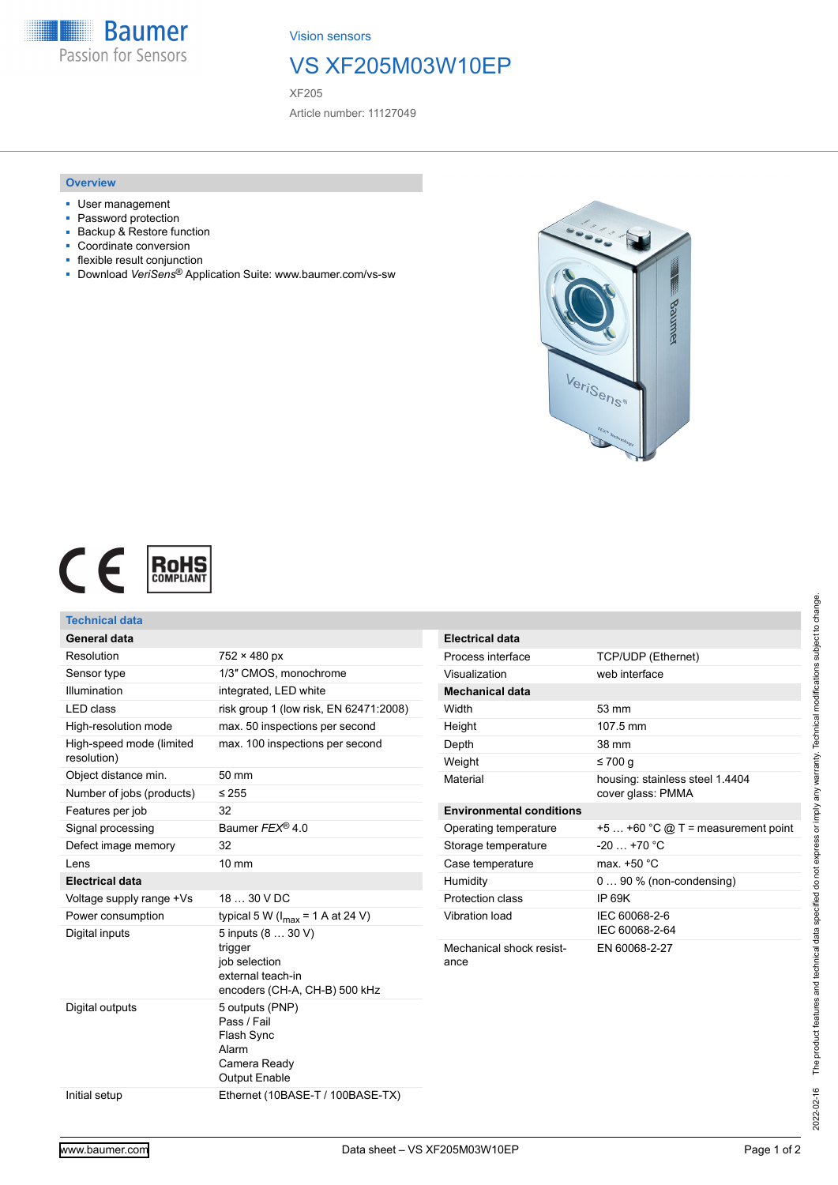Vision sensors

# VS XF205M03W10EP

XF205

Article number: 11127049

## Overview

- User management
- Password protection
- Backup & Restore function
- Coordinate conversion
- flexible result conjunction
- Download *VeriSens*® Application Suite: www.baumer.com/vs-sw

## Technical data

| **General data** | |
|---|---|
| Resolution | 752 × 480 px |
| Sensor type | 1/3″ CMOS, monochrome |
| Illumination | integrated, LED white |
| LED class | risk group 1 (low risk, EN 62471:2008) |
| High-resolution mode | max. 50 inspections per second |
| High-speed mode (limited resolution) | max. 100 inspections per second |
| Object distance min. | 50 mm |
| Number of jobs (products) | ≤ 255 |
| Features per job | 32 |
| Signal processing | Baumer *FEX*® 4.0 |
| Defect image memory | 32 |
| Lens | 10 mm |
| **Electrical data** | |
| Voltage supply range +Vs | 18 … 30 V DC |
| Power consumption | typical 5 W ($I_{max}$ = 1 A at 24 V) |
| Digital inputs | 5 inputs (8 … 30 V)<br>trigger<br>job selection<br>external teach-in<br>encoders (CH-A, CH-B) 500 kHz |
| Digital outputs | 5 outputs (PNP)<br>Pass / Fail<br>Flash Sync<br>Alarm<br>Camera Ready<br>Output Enable |
| Initial setup | Ethernet (10BASE-T / 100BASE-TX) |

| **Electrical data** | |
|---|---|
| Process interface | TCP/UDP (Ethernet) |
| Visualization | web interface |
| **Mechanical data** | |
| Width | 53 mm |
| Height | 107.5 mm |
| Depth | 38 mm |
| Weight | ≤ 700 g |
| Material | housing: stainless steel 1.4404<br>cover glass: PMMA |
| **Environmental conditions** | |
| Operating temperature | +5 … +60 °C @ T = measurement point |
| Storage temperature | -20 … +70 °C |
| Case temperature | max. +50 °C |
| Humidity | 0 … 90 % (non-condensing) |
| Protection class | IP 69K |
| Vibration load | IEC 60068-2-6<br>IEC 60068-2-64 |
| Mechanical shock resistance | EN 60068-2-27 |

2022-02-16 The product features and technical data specified do not express or imply any warranty. Technical modifications subject to change.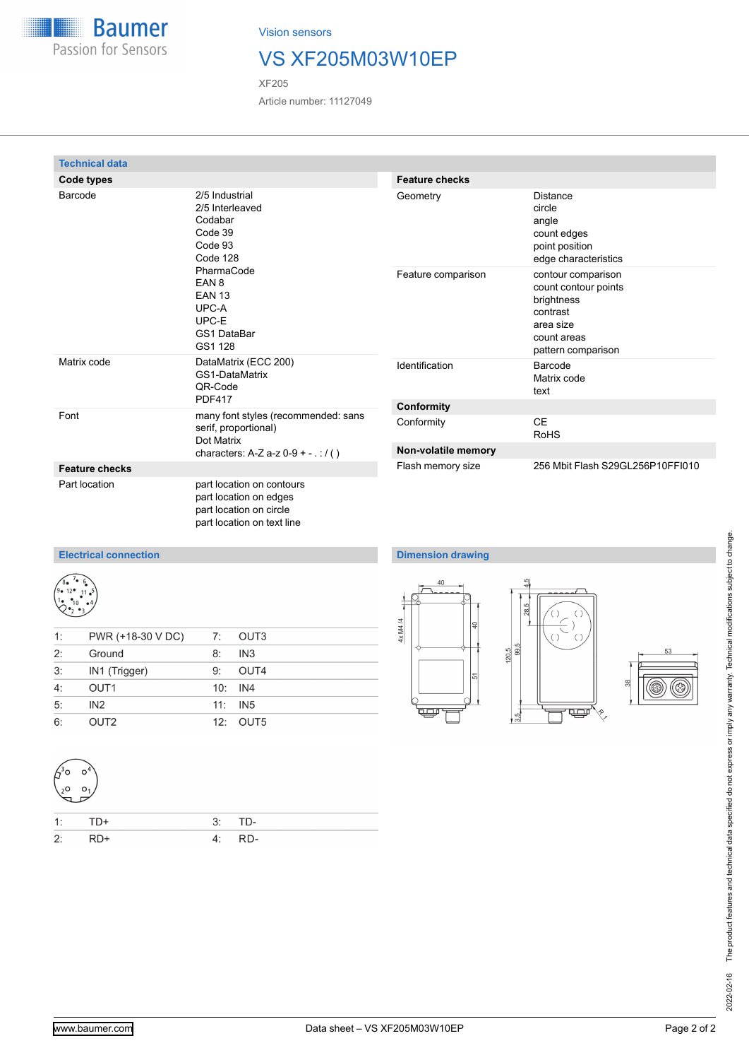Vision sensors

# VS XF205M03W10EP

XF205

Article number: 11127049

## Technical data

### Code types

| | |
|---|---|
| Barcode | 2/5 Industrial<br>2/5 Interleaved<br>Codabar<br>Code 39<br>Code 93<br>Code 128<br>PharmaCode<br>EAN 8<br>EAN 13<br>UPC-A<br>UPC-E<br>GS1 DataBar<br>GS1 128 |
| Matrix code | DataMatrix (ECC 200)<br>GS1-DataMatrix<br>QR-Code<br>PDF417 |
| Font | many font styles (recommended: sans serif, proportional)<br>Dot Matrix<br>characters: A-Z a-z 0-9 + - . : / ( ) |

### Feature checks

| | |
|---|---|
| Part location | part location on contours<br>part location on edges<br>part location on circle<br>part location on text line |
| Geometry | Distance<br>circle<br>angle<br>count edges<br>point position<br>edge characteristics |
| Feature comparison | contour comparison<br>count contour points<br>brightness<br>contrast<br>area size<br>count areas<br>pattern comparison |
| Identification | Barcode<br>Matrix code<br>text |

### Conformity

| | |
|---|---|
| Conformity | CE<br>RoHS |

### Non-volatile memory

| | |
|---|---|
| Flash memory size | 256 Mbit Flash S29GL256P10FFI010 |

## Electrical connection

| | | | |
|---|---|---|---|
| 1: | PWR (+18-30 V DC) | 7: | OUT3 |
| 2: | Ground | 8: | IN3 |
| 3: | IN1 (Trigger) | 9: | OUT4 |
| 4: | OUT1 | 10: | IN4 |
| 5: | IN2 | 11: | IN5 |
| 6: | OUT2 | 12: | OUT5 |

| | | | |
|---|---|---|---|
| 1: | TD+ | 3: | TD- |
| 2: | RD+ | 4: | RD- |

## Dimension drawing

40
4x M4 /4
40
51
4.5
28.5
120.5
99.5
3.5
R 1
53
38

2022-02-16 The product features and technical data specified do not express or imply any warranty. Technical modifications subject to change.